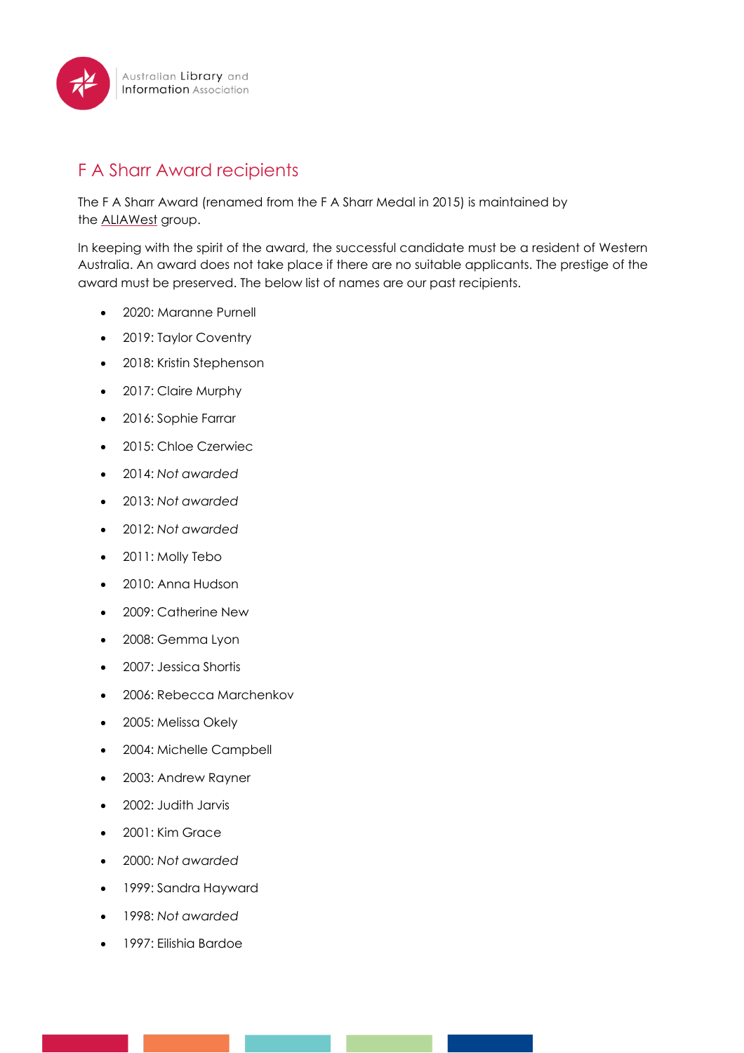# F A Sharr Award recipients

The F A Sharr Award (renamed from the F A Sharr Medal in 2015) is maintained by the ALIAWest group.

In keeping with the spirit of the award, the successful candidate must be a resident of Western Australia. An award does not take place if there are no suitable applicants. The prestige of the award must be preserved. The below list of names are our past recipients.

- 2020: Maranne Purnell
- 2019: Taylor Coventry
- 2018: Kristin Stephenson
- 2017: Claire Murphy
- 2016: Sophie Farrar
- 2015: Chloe Czerwiec
- 2014: *Not awarded*
- 2013: *Not awarded*
- 2012: *Not awarded*
- 2011: Molly Tebo
- 2010: Anna Hudson
- 2009: Catherine New
- 2008: Gemma Lyon
- 2007: Jessica Shortis
- 2006: Rebecca Marchenkov
- 2005: Melissa Okely
- 2004: Michelle Campbell
- 2003: Andrew Rayner
- 2002: Judith Jarvis
- 2001: Kim Grace
- 2000: *Not awarded*
- 1999: Sandra Hayward
- 1998: *Not awarded*
- 1997: Eilishia Bardoe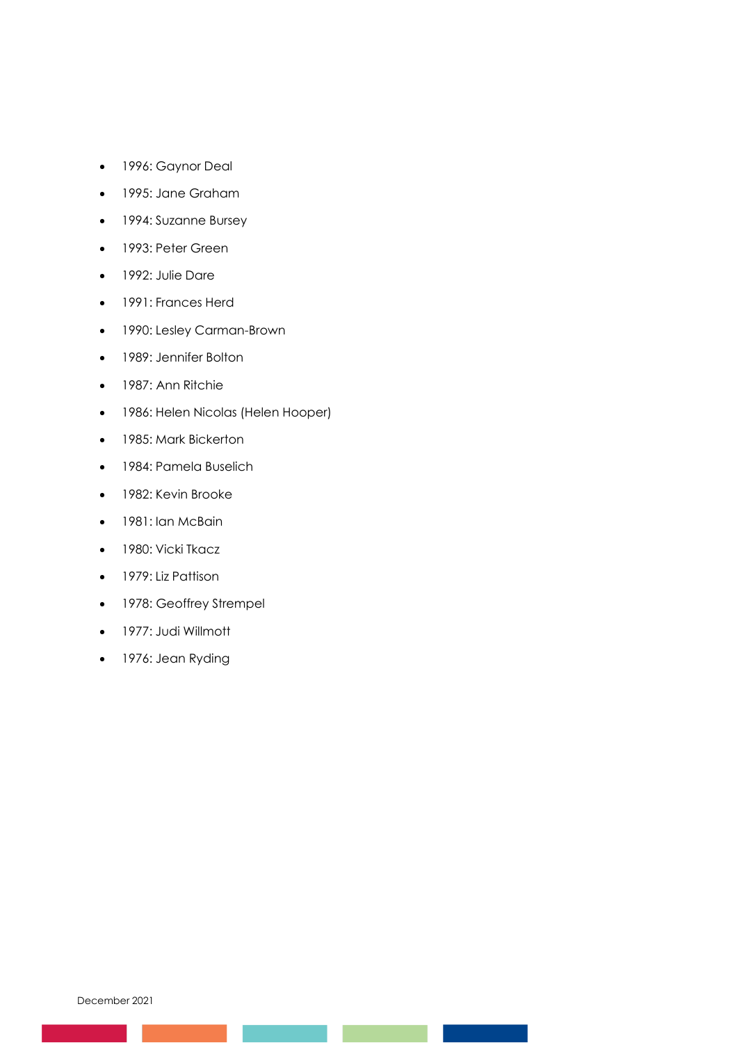- 1996: Gaynor Deal
- 1995: Jane Graham
- 1994: Suzanne Bursey
- 1993: Peter Green
- 1992: Julie Dare
- 1991: Frances Herd
- 1990: Lesley Carman-Brown
- 1989: Jennifer Bolton
- 1987: Ann Ritchie
- 1986: Helen Nicolas (Helen Hooper)
- 1985: Mark Bickerton
- 1984: Pamela Buselich
- 1982: Kevin Brooke
- 1981: Ian McBain
- 1980: Vicki Tkacz
- 1979: Liz Pattison
- 1978: Geoffrey Strempel
- 1977: Judi Willmott
- 1976: Jean Ryding